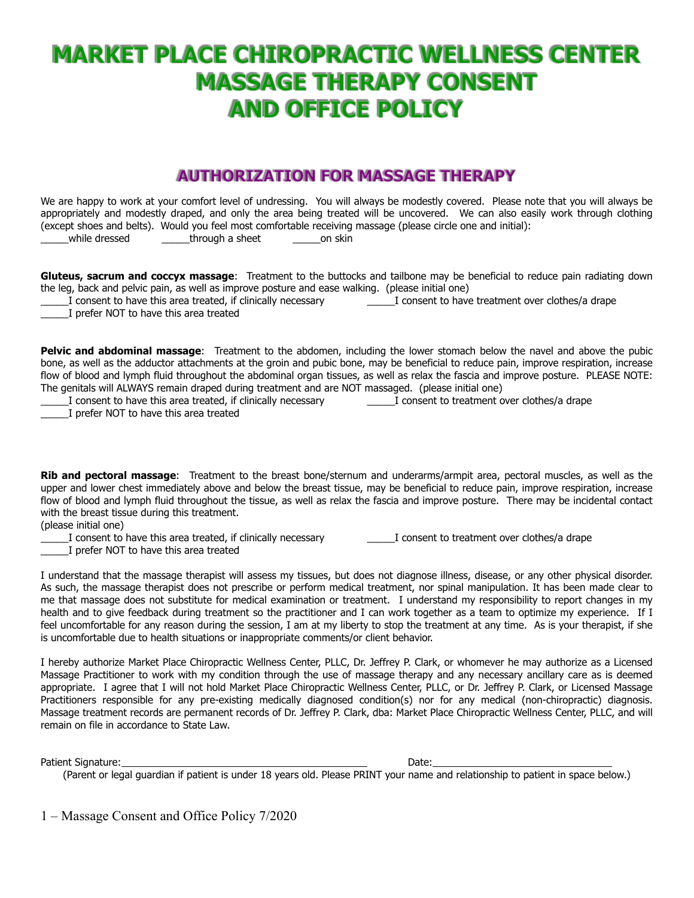# MARKET PLACE CHIROPRACTIC WELLNESS CENTER
# MASSAGE THERAPY CONSENT
# AND OFFICE POLICY

## AUTHORIZATION FOR MASSAGE THERAPY

We are happy to work at your comfort level of undressing. You will always be modestly covered. Please note that you will always be appropriately and modestly draped, and only the area being treated will be uncovered. We can also easily work through clothing (except shoes and belts). Would you feel most comfortable receiving massage (please circle one and initial):

_____while dressed _____through a sheet _____on skin

**Gluteus, sacrum and coccyx massage**: Treatment to the buttocks and tailbone may be beneficial to reduce pain radiating down the leg, back and pelvic pain, as well as improve posture and ease walking. (please initial one)

_____I consent to have this area treated, if clinically necessary _____I consent to have treatment over clothes/a drape

_____I prefer NOT to have this area treated

**Pelvic and abdominal massage**: Treatment to the abdomen, including the lower stomach below the navel and above the pubic bone, as well as the adductor attachments at the groin and pubic bone, may be beneficial to reduce pain, improve respiration, increase flow of blood and lymph fluid throughout the abdominal organ tissues, as well as relax the fascia and improve posture. PLEASE NOTE: The genitals will ALWAYS remain draped during treatment and are NOT massaged. (please initial one)

_____I consent to have this area treated, if clinically necessary _____I consent to treatment over clothes/a drape

_____I prefer NOT to have this area treated

**Rib and pectoral massage**: Treatment to the breast bone/sternum and underarms/armpit area, pectoral muscles, as well as the upper and lower chest immediately above and below the breast tissue, may be beneficial to reduce pain, improve respiration, increase flow of blood and lymph fluid throughout the tissue, as well as relax the fascia and improve posture. There may be incidental contact with the breast tissue during this treatment.
(please initial one)

_____I consent to have this area treated, if clinically necessary _____I consent to treatment over clothes/a drape

_____I prefer NOT to have this area treated

I understand that the massage therapist will assess my tissues, but does not diagnose illness, disease, or any other physical disorder. As such, the massage therapist does not prescribe or perform medical treatment, nor spinal manipulation. It has been made clear to me that massage does not substitute for medical examination or treatment. I understand my responsibility to report changes in my health and to give feedback during treatment so the practitioner and I can work together as a team to optimize my experience. If I feel uncomfortable for any reason during the session, I am at my liberty to stop the treatment at any time. As is your therapist, if she is uncomfortable due to health situations or inappropriate comments/or client behavior.

I hereby authorize Market Place Chiropractic Wellness Center, PLLC, Dr. Jeffrey P. Clark, or whomever he may authorize as a Licensed Massage Practitioner to work with my condition through the use of massage therapy and any necessary ancillary care as is deemed appropriate. I agree that I will not hold Market Place Chiropractic Wellness Center, PLLC, or Dr. Jeffrey P. Clark, or Licensed Massage Practitioners responsible for any pre-existing medically diagnosed condition(s) nor for any medical (non-chiropractic) diagnosis. Massage treatment records are permanent records of Dr. Jeffrey P. Clark, dba: Market Place Chiropractic Wellness Center, PLLC, and will remain on file in accordance to State Law.

Patient Signature:_____________________________________________ Date:_________________________________

(Parent or legal guardian if patient is under 18 years old. Please PRINT your name and relationship to patient in space below.)

1 – Massage Consent and Office Policy 7/2020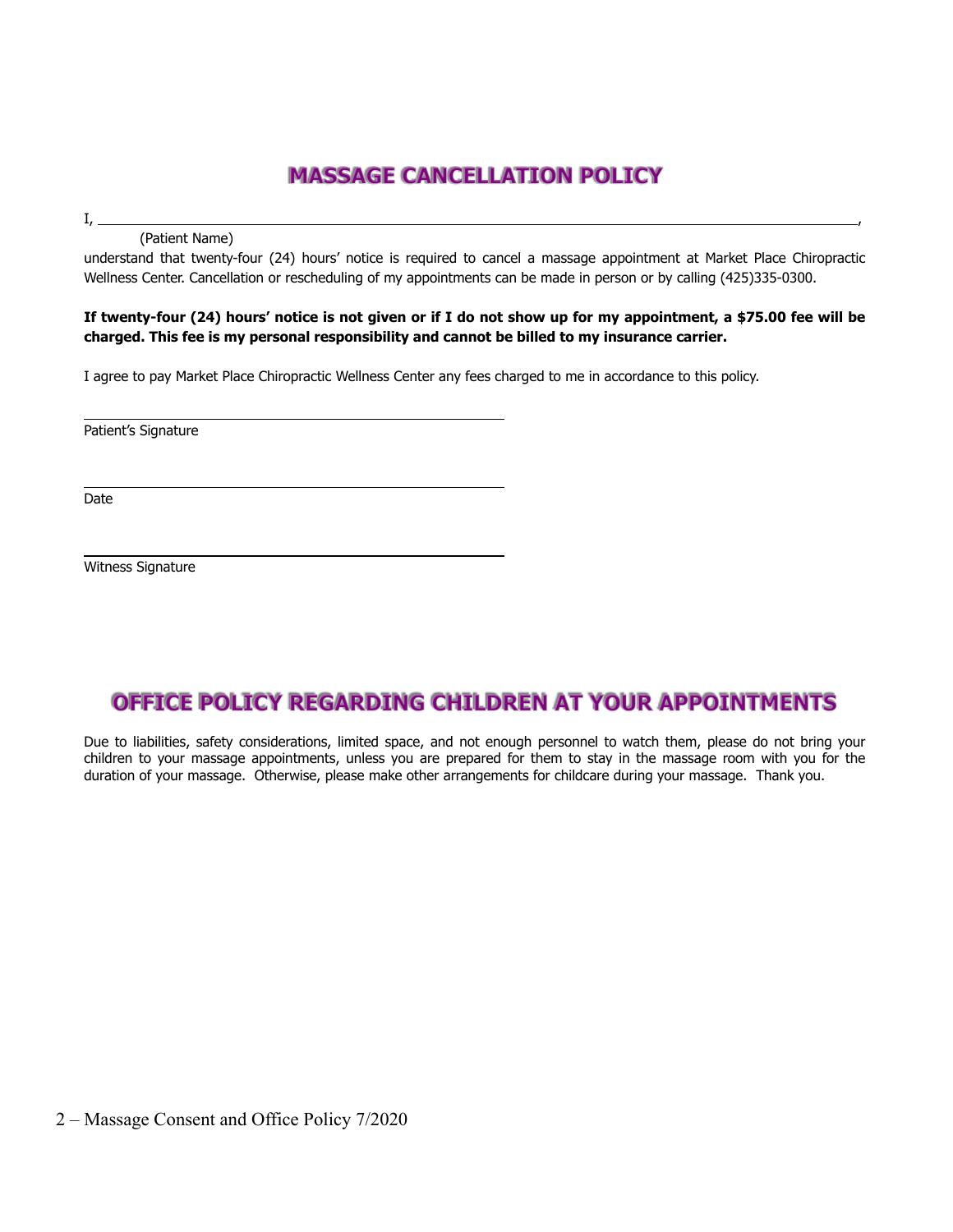# MASSAGE CANCELLATION POLICY

I, \_\_\_\_\_\_\_\_\_\_\_\_\_\_\_\_\_\_\_\_\_\_\_\_\_\_\_\_\_\_\_\_\_\_\_\_\_\_\_\_\_\_\_\_\_\_\_\_,
(Patient Name)

understand that twenty-four (24) hours' notice is required to cancel a massage appointment at Market Place Chiropractic Wellness Center. Cancellation or rescheduling of my appointments can be made in person or by calling (425)335-0300.

**If twenty-four (24) hours' notice is not given or if I do not show up for my appointment, a $75.00 fee will be charged. This fee is my personal responsibility and cannot be billed to my insurance carrier.**

I agree to pay Market Place Chiropractic Wellness Center any fees charged to me in accordance to this policy.

\_\_\_\_\_\_\_\_\_\_\_\_\_\_\_\_\_\_\_\_\_\_\_\_\_\_\_\_\_\_\_\_\_\_\_\_\_\_\_\_
Patient's Signature

\_\_\_\_\_\_\_\_\_\_\_\_\_\_\_\_\_\_\_\_\_\_\_\_\_\_\_\_\_\_\_\_\_\_\_\_\_\_\_\_
Date

\_\_\_\_\_\_\_\_\_\_\_\_\_\_\_\_\_\_\_\_\_\_\_\_\_\_\_\_\_\_\_\_\_\_\_\_\_\_\_\_
Witness Signature

# OFFICE POLICY REGARDING CHILDREN AT YOUR APPOINTMENTS

Due to liabilities, safety considerations, limited space, and not enough personnel to watch them, please do not bring your children to your massage appointments, unless you are prepared for them to stay in the massage room with you for the duration of your massage. Otherwise, please make other arrangements for childcare during your massage. Thank you.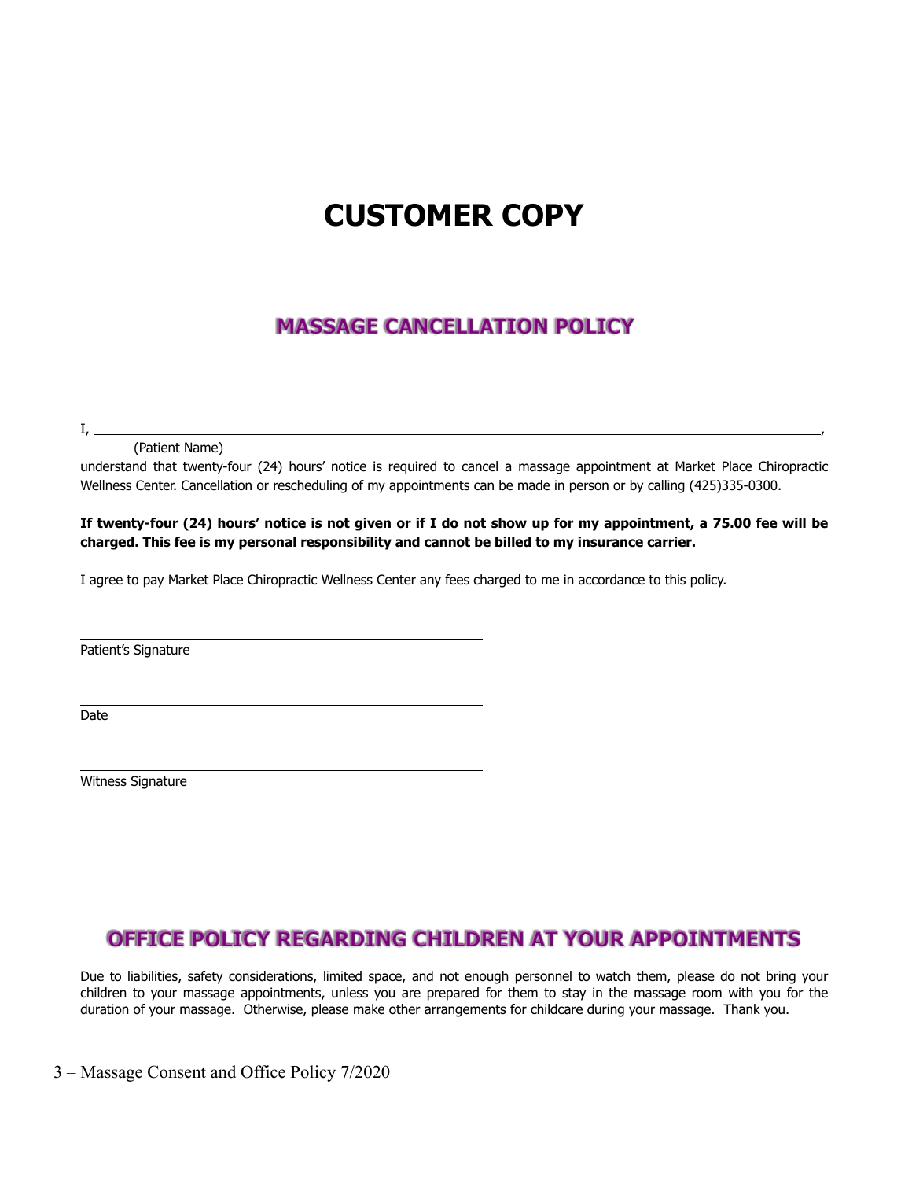# CUSTOMER COPY

## MASSAGE CANCELLATION POLICY

I, \_\_\_\_\_\_\_\_\_\_\_\_\_\_\_\_\_\_\_\_\_\_\_\_\_\_\_\_\_\_\_\_\_\_\_\_\_\_\_\_\_\_\_\_\_\_\_\_\_\_\_\_\_\_\_\_\_\_\_\_\_\_\_\_,
(Patient Name)
understand that twenty-four (24) hours' notice is required to cancel a massage appointment at Market Place Chiropractic Wellness Center. Cancellation or rescheduling of my appointments can be made in person or by calling (425)335-0300.

**If twenty-four (24) hours' notice is not given or if I do not show up for my appointment, a 75.00 fee will be charged. This fee is my personal responsibility and cannot be billed to my insurance carrier.**

I agree to pay Market Place Chiropractic Wellness Center any fees charged to me in accordance to this policy.

\_\_\_\_\_\_\_\_\_\_\_\_\_\_\_\_\_\_\_\_\_\_\_\_\_\_\_\_\_\_\_\_\_\_\_\_\_\_\_\_
Patient's Signature

\_\_\_\_\_\_\_\_\_\_\_\_\_\_\_\_\_\_\_\_\_\_\_\_\_\_\_\_\_\_\_\_\_\_\_\_\_\_\_\_
Date

\_\_\_\_\_\_\_\_\_\_\_\_\_\_\_\_\_\_\_\_\_\_\_\_\_\_\_\_\_\_\_\_\_\_\_\_\_\_\_\_
Witness Signature

## OFFICE POLICY REGARDING CHILDREN AT YOUR APPOINTMENTS

Due to liabilities, safety considerations, limited space, and not enough personnel to watch them, please do not bring your children to your massage appointments, unless you are prepared for them to stay in the massage room with you for the duration of your massage. Otherwise, please make other arrangements for childcare during your massage. Thank you.

3 – Massage Consent and Office Policy 7/2020